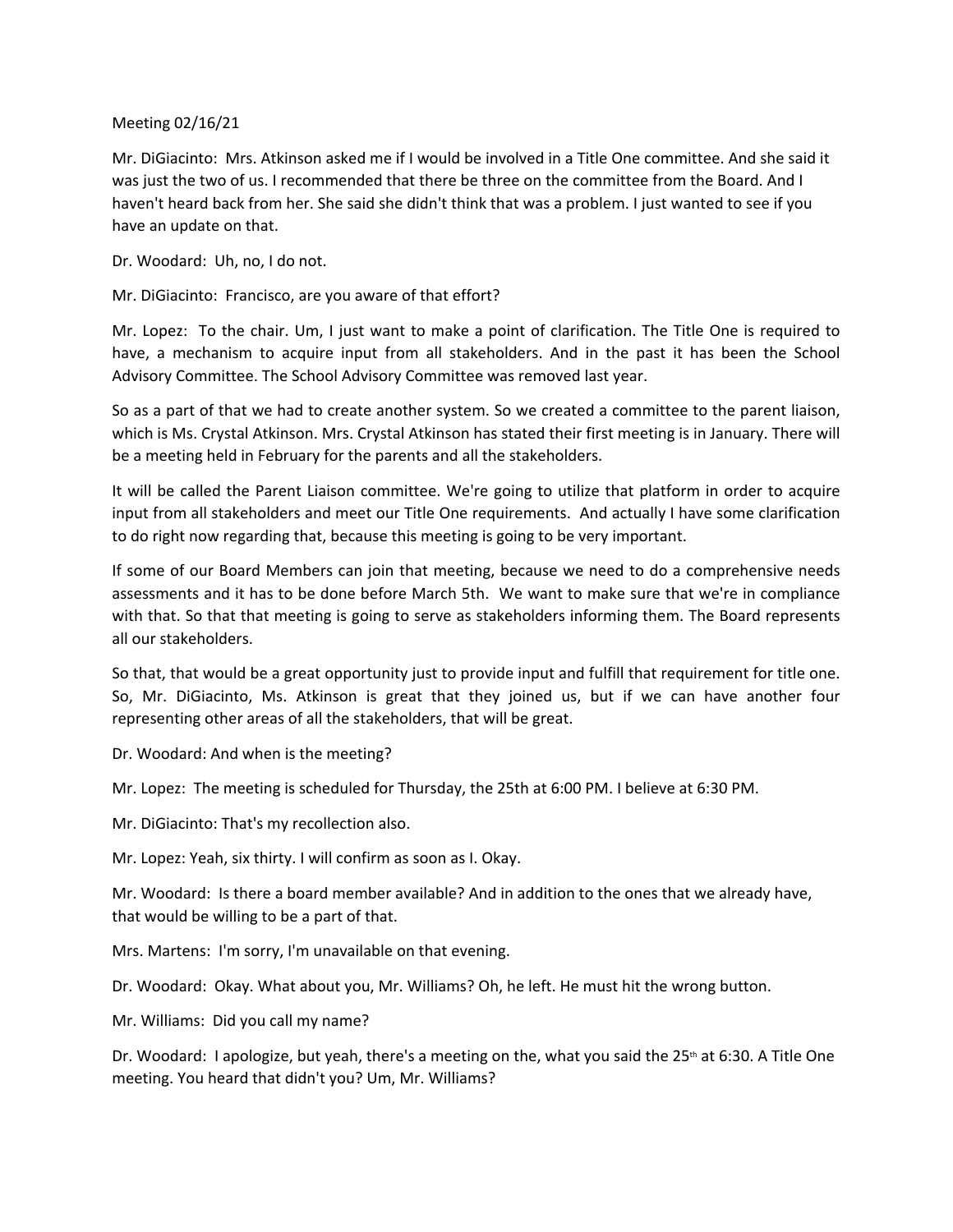Meeting 02/16/21

Mr. DiGiacinto: Mrs. Atkinson asked me if I would be involved in a Title One committee. And she said it was just the two of us. I recommended that there be three on the committee from the Board. And I haven't heard back from her. She said she didn't think that was a problem. I just wanted to see if you have an update on that.

Dr. Woodard: Uh, no, I do not.

Mr. DiGiacinto: Francisco, are you aware of that effort?

Mr. Lopez: To the chair. Um, I just want to make a point of clarification. The Title One is required to have, a mechanism to acquire input from all stakeholders. And in the past it has been the School Advisory Committee. The School Advisory Committee was removed last year.

So as a part of that we had to create another system. So we created a committee to the parent liaison, which is Ms. Crystal Atkinson. Mrs. Crystal Atkinson has stated their first meeting is in January. There will be a meeting held in February for the parents and all the stakeholders.

It will be called the Parent Liaison committee. We're going to utilize that platform in order to acquire input from all stakeholders and meet our Title One requirements. And actually I have some clarification to do right now regarding that, because this meeting is going to be very important.

If some of our Board Members can join that meeting, because we need to do a comprehensive needs assessments and it has to be done before March 5th. We want to make sure that we're in compliance with that. So that that meeting is going to serve as stakeholders informing them. The Board represents all our stakeholders.

So that, that would be a great opportunity just to provide input and fulfill that requirement for title one. So, Mr. DiGiacinto, Ms. Atkinson is great that they joined us, but if we can have another four representing other areas of all the stakeholders, that will be great.

Dr. Woodard: And when is the meeting?

Mr. Lopez: The meeting is scheduled for Thursday, the 25th at 6:00 PM. I believe at 6:30 PM.

Mr. DiGiacinto: That's my recollection also.

Mr. Lopez: Yeah, six thirty. I will confirm as soon as I. Okay.

Mr. Woodard: Is there a board member available? And in addition to the ones that we already have, that would be willing to be a part of that.

Mrs. Martens: I'm sorry, I'm unavailable on that evening.

Dr. Woodard: Okay. What about you, Mr. Williams? Oh, he left. He must hit the wrong button.

Mr. Williams: Did you call my name?

Dr. Woodard: I apologize, but yeah, there's a meeting on the, what you said the 25th at 6:30. A Title One meeting. You heard that didn't you? Um, Mr. Williams?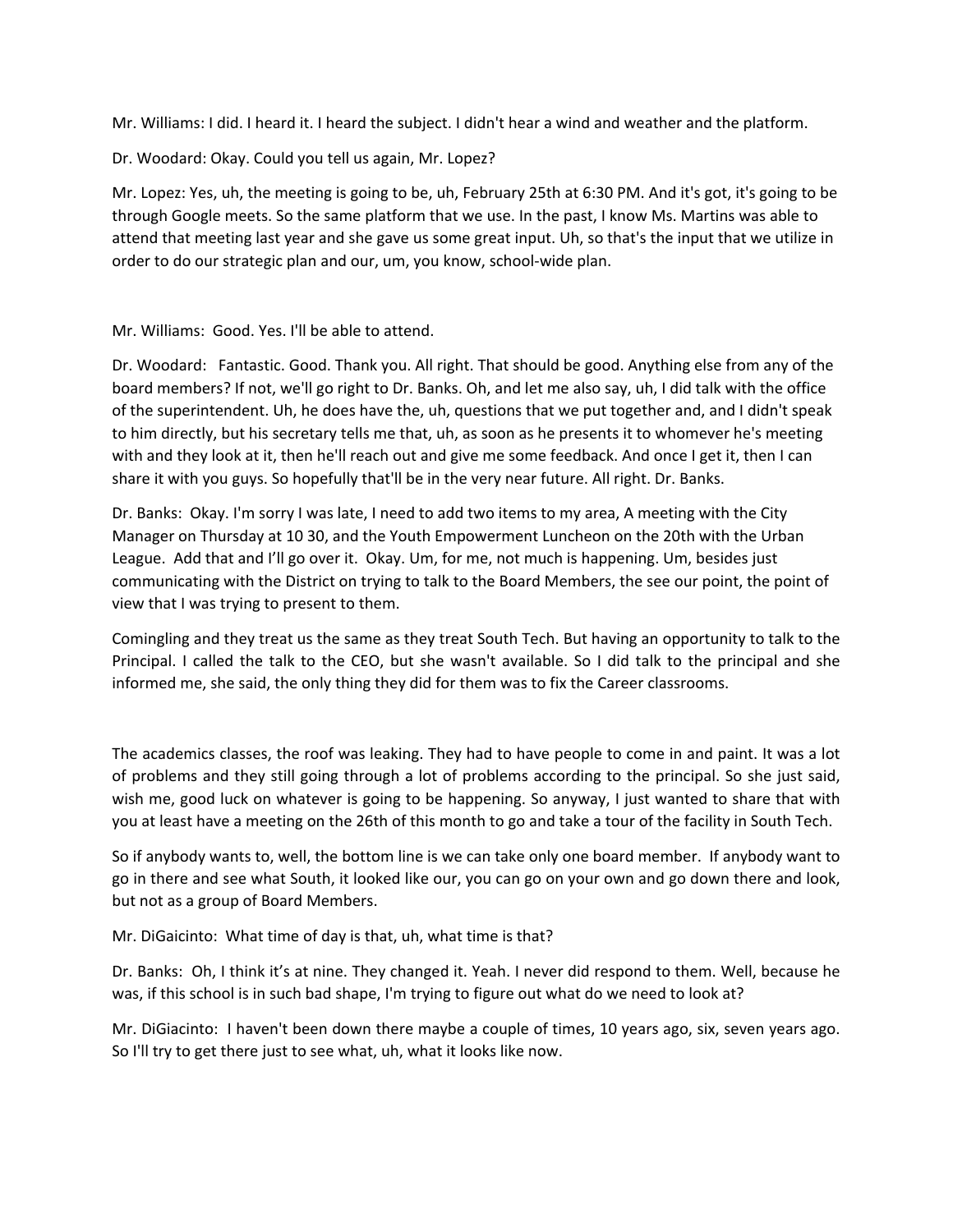Mr. Williams: I did. I heard it. I heard the subject. I didn't hear a wind and weather and the platform.

Dr. Woodard: Okay. Could you tell us again, Mr. Lopez?

Mr. Lopez: Yes, uh, the meeting is going to be, uh, February 25th at 6:30 PM. And it's got, it's going to be through Google meets. So the same platform that we use. In the past, I know Ms. Martins was able to attend that meeting last year and she gave us some great input. Uh, so that's the input that we utilize in order to do our strategic plan and our, um, you know, school-wide plan.

Mr. Williams: Good. Yes. I'll be able to attend.

Dr. Woodard: Fantastic. Good. Thank you. All right. That should be good. Anything else from any of the board members? If not, we'll go right to Dr. Banks. Oh, and let me also say, uh, I did talk with the office of the superintendent. Uh, he does have the, uh, questions that we put together and, and I didn't speak to him directly, but his secretary tells me that, uh, as soon as he presents it to whomever he's meeting with and they look at it, then he'll reach out and give me some feedback. And once I get it, then I can share it with you guys. So hopefully that'll be in the very near future. All right. Dr. Banks.

Dr. Banks: Okay. I'm sorry I was late, I need to add two items to my area, A meeting with the City Manager on Thursday at 10 30, and the Youth Empowerment Luncheon on the 20th with the Urban League. Add that and I'll go over it. Okay. Um, for me, not much is happening. Um, besides just communicating with the District on trying to talk to the Board Members, the see our point, the point of view that I was trying to present to them.

Comingling and they treat us the same as they treat South Tech. But having an opportunity to talk to the Principal. I called the talk to the CEO, but she wasn't available. So I did talk to the principal and she informed me, she said, the only thing they did for them was to fix the Career classrooms.

The academics classes, the roof was leaking. They had to have people to come in and paint. It was a lot of problems and they still going through a lot of problems according to the principal. So she just said, wish me, good luck on whatever is going to be happening. So anyway, I just wanted to share that with you at least have a meeting on the 26th of this month to go and take a tour of the facility in South Tech.

So if anybody wants to, well, the bottom line is we can take only one board member. If anybody want to go in there and see what South, it looked like our, you can go on your own and go down there and look, but not as a group of Board Members.

Mr. DiGaicinto: What time of day is that, uh, what time is that?

Dr. Banks: Oh, I think it's at nine. They changed it. Yeah. I never did respond to them. Well, because he was, if this school is in such bad shape, I'm trying to figure out what do we need to look at?

Mr. DiGiacinto: I haven't been down there maybe a couple of times, 10 years ago, six, seven years ago. So I'll try to get there just to see what, uh, what it looks like now.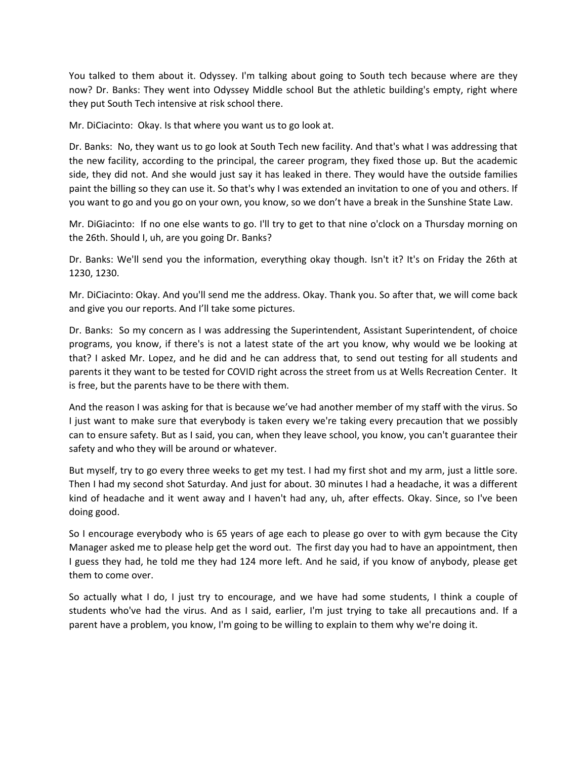You talked to them about it. Odyssey. I'm talking about going to South tech because where are they now? Dr. Banks: They went into Odyssey Middle school But the athletic building's empty, right where they put South Tech intensive at risk school there.

Mr. DiCiacinto: Okay. Is that where you want us to go look at.

Dr. Banks: No, they want us to go look at South Tech new facility. And that's what I was addressing that the new facility, according to the principal, the career program, they fixed those up. But the academic side, they did not. And she would just say it has leaked in there. They would have the outside families paint the billing so they can use it. So that's why I was extended an invitation to one of you and others. If you want to go and you go on your own, you know, so we don't have a break in the Sunshine State Law.

Mr. DiGiacinto: If no one else wants to go. I'll try to get to that nine o'clock on a Thursday morning on the 26th. Should I, uh, are you going Dr. Banks?

Dr. Banks: We'll send you the information, everything okay though. Isn't it? It's on Friday the 26th at 1230, 1230.

Mr. DiCiacinto: Okay. And you'll send me the address. Okay. Thank you. So after that, we will come back and give you our reports. And I'll take some pictures.

Dr. Banks: So my concern as I was addressing the Superintendent, Assistant Superintendent, of choice programs, you know, if there's is not a latest state of the art you know, why would we be looking at that? I asked Mr. Lopez, and he did and he can address that, to send out testing for all students and parents it they want to be tested for COVID right across the street from us at Wells Recreation Center. It is free, but the parents have to be there with them.

And the reason I was asking for that is because we've had another member of my staff with the virus. So I just want to make sure that everybody is taken every we're taking every precaution that we possibly can to ensure safety. But as I said, you can, when they leave school, you know, you can't guarantee their safety and who they will be around or whatever.

But myself, try to go every three weeks to get my test. I had my first shot and my arm, just a little sore. Then I had my second shot Saturday. And just for about. 30 minutes I had a headache, it was a different kind of headache and it went away and I haven't had any, uh, after effects. Okay. Since, so I've been doing good.

So I encourage everybody who is 65 years of age each to please go over to with gym because the City Manager asked me to please help get the word out. The first day you had to have an appointment, then I guess they had, he told me they had 124 more left. And he said, if you know of anybody, please get them to come over.

So actually what I do, I just try to encourage, and we have had some students, I think a couple of students who've had the virus. And as I said, earlier, I'm just trying to take all precautions and. If a parent have a problem, you know, I'm going to be willing to explain to them why we're doing it.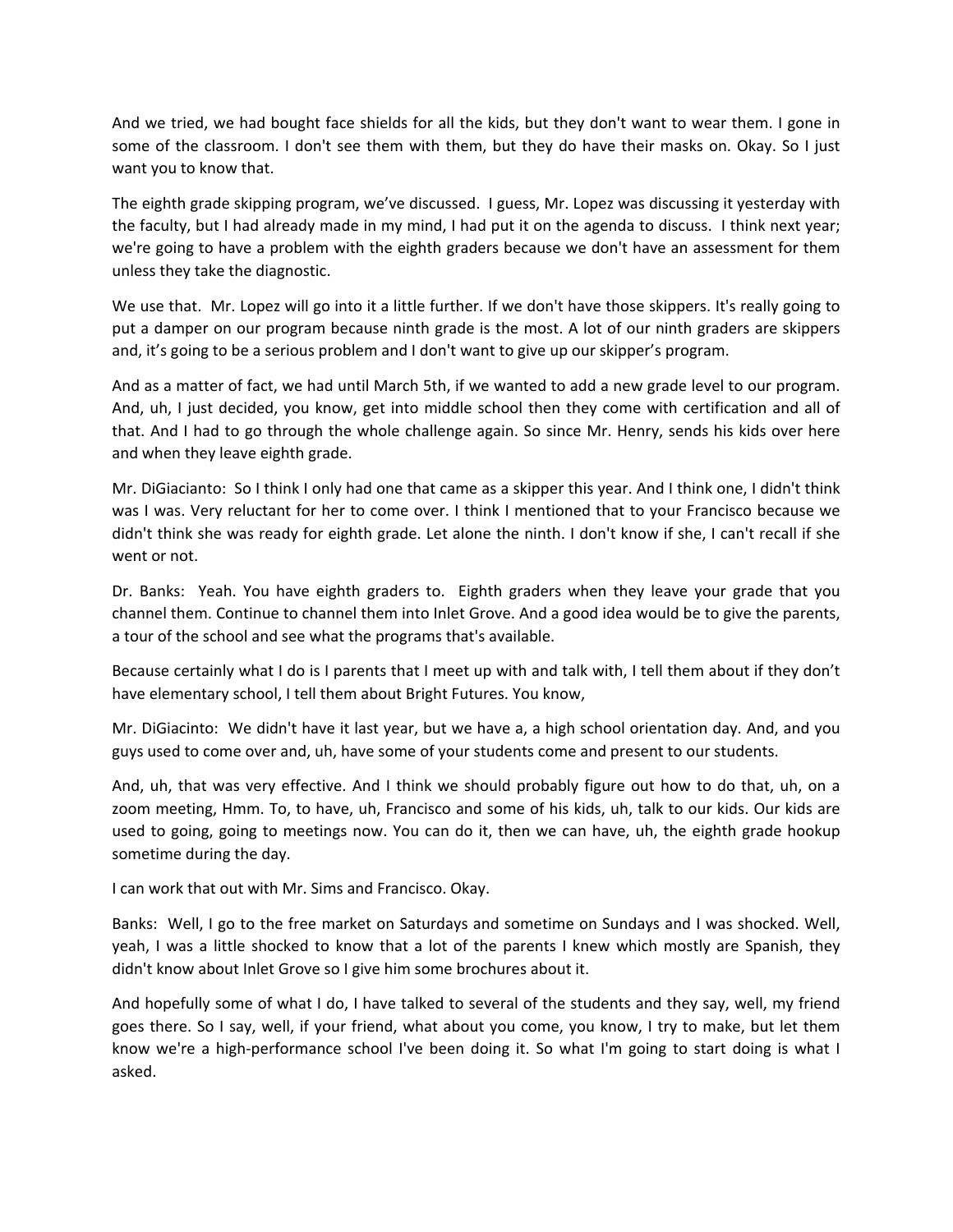And we tried, we had bought face shields for all the kids, but they don't want to wear them. I gone in some of the classroom. I don't see them with them, but they do have their masks on. Okay. So I just want you to know that.

The eighth grade skipping program, we've discussed. I guess, Mr. Lopez was discussing it yesterday with the faculty, but I had already made in my mind, I had put it on the agenda to discuss. I think next year; we're going to have a problem with the eighth graders because we don't have an assessment for them unless they take the diagnostic.

We use that. Mr. Lopez will go into it a little further. If we don't have those skippers. It's really going to put a damper on our program because ninth grade is the most. A lot of our ninth graders are skippers and, it's going to be a serious problem and I don't want to give up our skipper's program.

And as a matter of fact, we had until March 5th, if we wanted to add a new grade level to our program. And, uh, I just decided, you know, get into middle school then they come with certification and all of that. And I had to go through the whole challenge again. So since Mr. Henry, sends his kids over here and when they leave eighth grade.

Mr. DiGiacianto: So I think I only had one that came as a skipper this year. And I think one, I didn't think was I was. Very reluctant for her to come over. I think I mentioned that to your Francisco because we didn't think she was ready for eighth grade. Let alone the ninth. I don't know if she, I can't recall if she went or not.

Dr. Banks: Yeah. You have eighth graders to. Eighth graders when they leave your grade that you channel them. Continue to channel them into Inlet Grove. And a good idea would be to give the parents, a tour of the school and see what the programs that's available.

Because certainly what I do is I parents that I meet up with and talk with, I tell them about if they don't have elementary school, I tell them about Bright Futures. You know,

Mr. DiGiacinto: We didn't have it last year, but we have a, a high school orientation day. And, and you guys used to come over and, uh, have some of your students come and present to our students.

And, uh, that was very effective. And I think we should probably figure out how to do that, uh, on a zoom meeting, Hmm. To, to have, uh, Francisco and some of his kids, uh, talk to our kids. Our kids are used to going, going to meetings now. You can do it, then we can have, uh, the eighth grade hookup sometime during the day.

I can work that out with Mr. Sims and Francisco. Okay.

Banks: Well, I go to the free market on Saturdays and sometime on Sundays and I was shocked. Well, yeah, I was a little shocked to know that a lot of the parents I knew which mostly are Spanish, they didn't know about Inlet Grove so I give him some brochures about it.

And hopefully some of what I do, I have talked to several of the students and they say, well, my friend goes there. So I say, well, if your friend, what about you come, you know, I try to make, but let them know we're a high-performance school I've been doing it. So what I'm going to start doing is what I asked.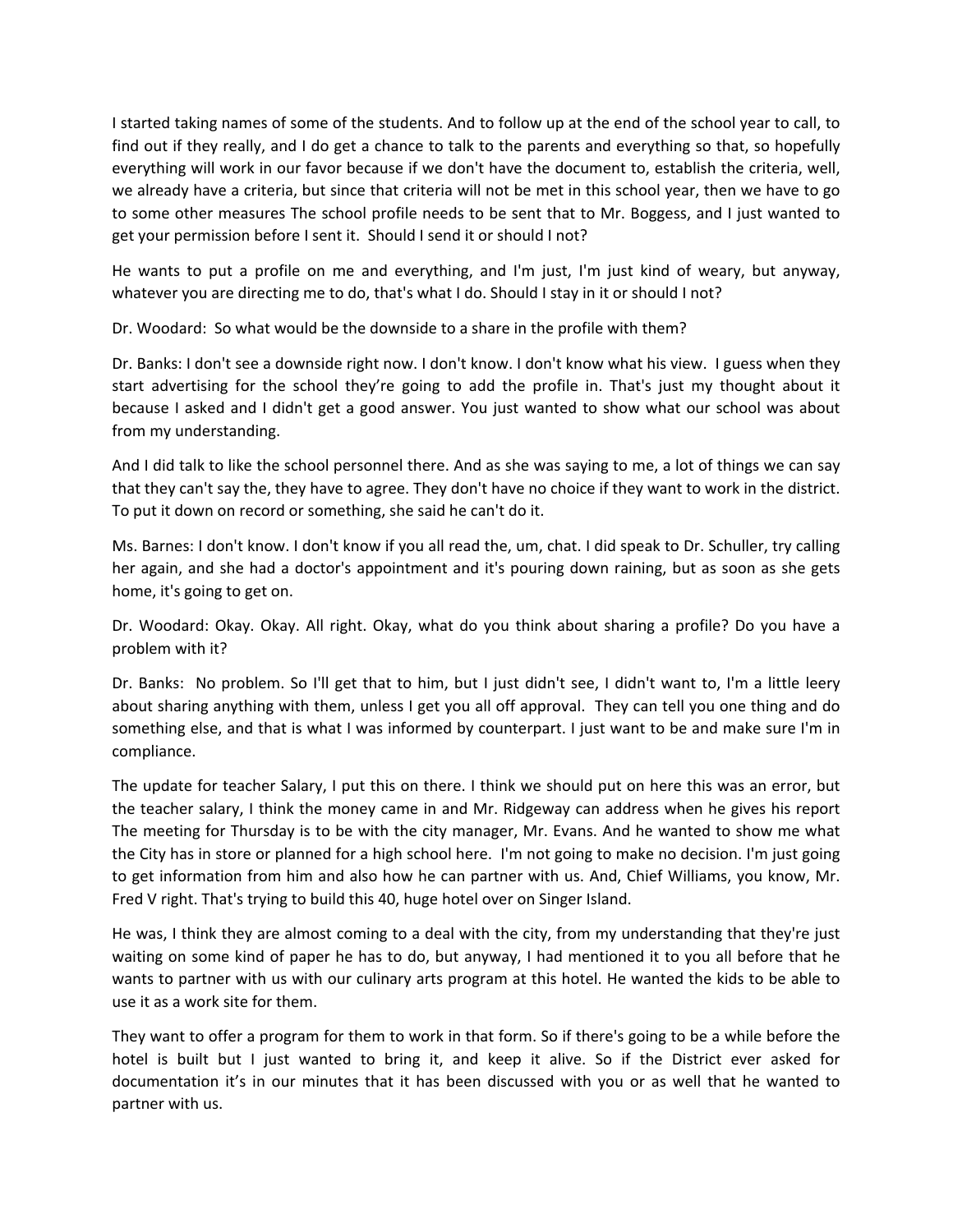I started taking names of some of the students. And to follow up at the end of the school year to call, to find out if they really, and I do get a chance to talk to the parents and everything so that, so hopefully everything will work in our favor because if we don't have the document to, establish the criteria, well, we already have a criteria, but since that criteria will not be met in this school year, then we have to go to some other measures The school profile needs to be sent that to Mr. Boggess, and I just wanted to get your permission before I sent it. Should I send it or should I not?

He wants to put a profile on me and everything, and I'm just, I'm just kind of weary, but anyway, whatever you are directing me to do, that's what I do. Should I stay in it or should I not?

Dr. Woodard: So what would be the downside to a share in the profile with them?

Dr. Banks: I don't see a downside right now. I don't know. I don't know what his view. I guess when they start advertising for the school they're going to add the profile in. That's just my thought about it because I asked and I didn't get a good answer. You just wanted to show what our school was about from my understanding.

And I did talk to like the school personnel there. And as she was saying to me, a lot of things we can say that they can't say the, they have to agree. They don't have no choice if they want to work in the district. To put it down on record or something, she said he can't do it.

Ms. Barnes: I don't know. I don't know if you all read the, um, chat. I did speak to Dr. Schuller, try calling her again, and she had a doctor's appointment and it's pouring down raining, but as soon as she gets home, it's going to get on.

Dr. Woodard: Okay. Okay. All right. Okay, what do you think about sharing a profile? Do you have a problem with it?

Dr. Banks: No problem. So I'll get that to him, but I just didn't see, I didn't want to, I'm a little leery about sharing anything with them, unless I get you all off approval. They can tell you one thing and do something else, and that is what I was informed by counterpart. I just want to be and make sure I'm in compliance.

The update for teacher Salary, I put this on there. I think we should put on here this was an error, but the teacher salary, I think the money came in and Mr. Ridgeway can address when he gives his report The meeting for Thursday is to be with the city manager, Mr. Evans. And he wanted to show me what the City has in store or planned for a high school here. I'm not going to make no decision. I'm just going to get information from him and also how he can partner with us. And, Chief Williams, you know, Mr. Fred V right. That's trying to build this 40, huge hotel over on Singer Island.

He was, I think they are almost coming to a deal with the city, from my understanding that they're just waiting on some kind of paper he has to do, but anyway, I had mentioned it to you all before that he wants to partner with us with our culinary arts program at this hotel. He wanted the kids to be able to use it as a work site for them.

They want to offer a program for them to work in that form. So if there's going to be a while before the hotel is built but I just wanted to bring it, and keep it alive. So if the District ever asked for documentation it's in our minutes that it has been discussed with you or as well that he wanted to partner with us.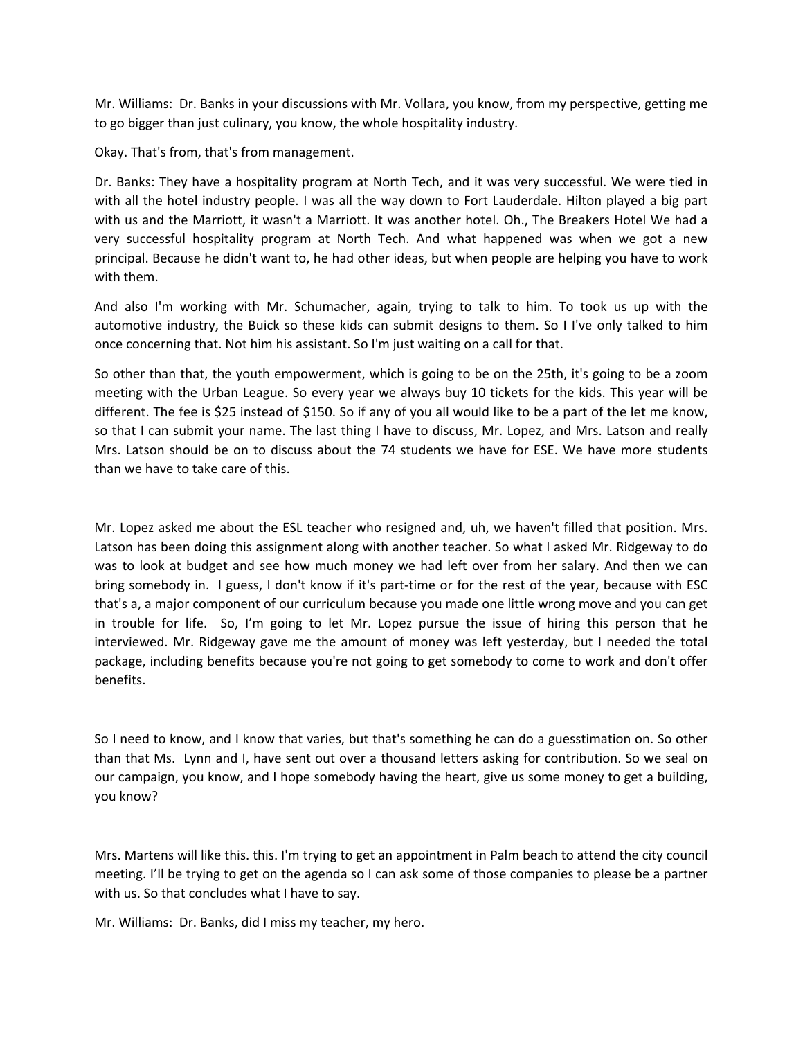Mr. Williams: Dr. Banks in your discussions with Mr. Vollara, you know, from my perspective, getting me to go bigger than just culinary, you know, the whole hospitality industry.

Okay. That's from, that's from management.

Dr. Banks: They have a hospitality program at North Tech, and it was very successful. We were tied in with all the hotel industry people. I was all the way down to Fort Lauderdale. Hilton played a big part with us and the Marriott, it wasn't a Marriott. It was another hotel. Oh., The Breakers Hotel We had a very successful hospitality program at North Tech. And what happened was when we got a new principal. Because he didn't want to, he had other ideas, but when people are helping you have to work with them.

And also I'm working with Mr. Schumacher, again, trying to talk to him. To took us up with the automotive industry, the Buick so these kids can submit designs to them. So I I've only talked to him once concerning that. Not him his assistant. So I'm just waiting on a call for that.

So other than that, the youth empowerment, which is going to be on the 25th, it's going to be a zoom meeting with the Urban League. So every year we always buy 10 tickets for the kids. This year will be different. The fee is $25 instead of $150. So if any of you all would like to be a part of the let me know, so that I can submit your name. The last thing I have to discuss, Mr. Lopez, and Mrs. Latson and really Mrs. Latson should be on to discuss about the 74 students we have for ESE. We have more students than we have to take care of this.

Mr. Lopez asked me about the ESL teacher who resigned and, uh, we haven't filled that position. Mrs. Latson has been doing this assignment along with another teacher. So what I asked Mr. Ridgeway to do was to look at budget and see how much money we had left over from her salary. And then we can bring somebody in. I guess, I don't know if it's part-time or for the rest of the year, because with ESC that's a, a major component of our curriculum because you made one little wrong move and you can get in trouble for life. So, I'm going to let Mr. Lopez pursue the issue of hiring this person that he interviewed. Mr. Ridgeway gave me the amount of money was left yesterday, but I needed the total package, including benefits because you're not going to get somebody to come to work and don't offer benefits.

So I need to know, and I know that varies, but that's something he can do a guesstimation on. So other than that Ms. Lynn and I, have sent out over a thousand letters asking for contribution. So we seal on our campaign, you know, and I hope somebody having the heart, give us some money to get a building, you know?

Mrs. Martens will like this. this. I'm trying to get an appointment in Palm beach to attend the city council meeting. I'll be trying to get on the agenda so I can ask some of those companies to please be a partner with us. So that concludes what I have to say.

Mr. Williams: Dr. Banks, did I miss my teacher, my hero.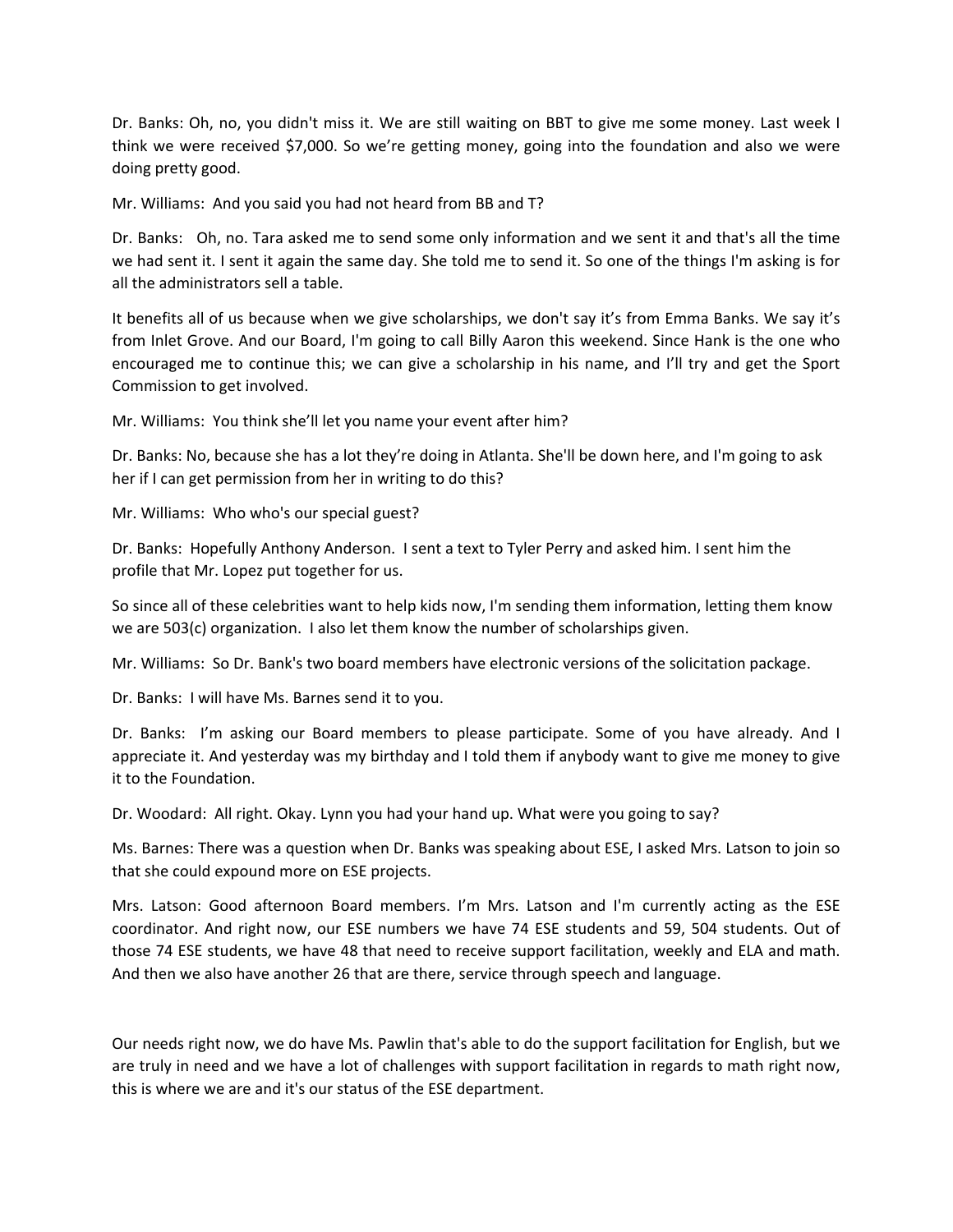Dr. Banks: Oh, no, you didn't miss it. We are still waiting on BBT to give me some money. Last week I think we were received $7,000. So we're getting money, going into the foundation and also we were doing pretty good.

Mr. Williams: And you said you had not heard from BB and T?

Dr. Banks: Oh, no. Tara asked me to send some only information and we sent it and that's all the time we had sent it. I sent it again the same day. She told me to send it. So one of the things I'm asking is for all the administrators sell a table.

It benefits all of us because when we give scholarships, we don't say it's from Emma Banks. We say it's from Inlet Grove. And our Board, I'm going to call Billy Aaron this weekend. Since Hank is the one who encouraged me to continue this; we can give a scholarship in his name, and I'll try and get the Sport Commission to get involved.

Mr. Williams: You think she'll let you name your event after him?

Dr. Banks: No, because she has a lot they're doing in Atlanta. She'll be down here, and I'm going to ask her if I can get permission from her in writing to do this?

Mr. Williams: Who who's our special guest?

Dr. Banks: Hopefully Anthony Anderson. I sent a text to Tyler Perry and asked him. I sent him the profile that Mr. Lopez put together for us.

So since all of these celebrities want to help kids now, I'm sending them information, letting them know we are 503(c) organization. I also let them know the number of scholarships given.

Mr. Williams: So Dr. Bank's two board members have electronic versions of the solicitation package.

Dr. Banks: I will have Ms. Barnes send it to you.

Dr. Banks: I'm asking our Board members to please participate. Some of you have already. And I appreciate it. And yesterday was my birthday and I told them if anybody want to give me money to give it to the Foundation.

Dr. Woodard: All right. Okay. Lynn you had your hand up. What were you going to say?

Ms. Barnes: There was a question when Dr. Banks was speaking about ESE, I asked Mrs. Latson to join so that she could expound more on ESE projects.

Mrs. Latson: Good afternoon Board members. I'm Mrs. Latson and I'm currently acting as the ESE coordinator. And right now, our ESE numbers we have 74 ESE students and 59, 504 students. Out of those 74 ESE students, we have 48 that need to receive support facilitation, weekly and ELA and math. And then we also have another 26 that are there, service through speech and language.

Our needs right now, we do have Ms. Pawlin that's able to do the support facilitation for English, but we are truly in need and we have a lot of challenges with support facilitation in regards to math right now, this is where we are and it's our status of the ESE department.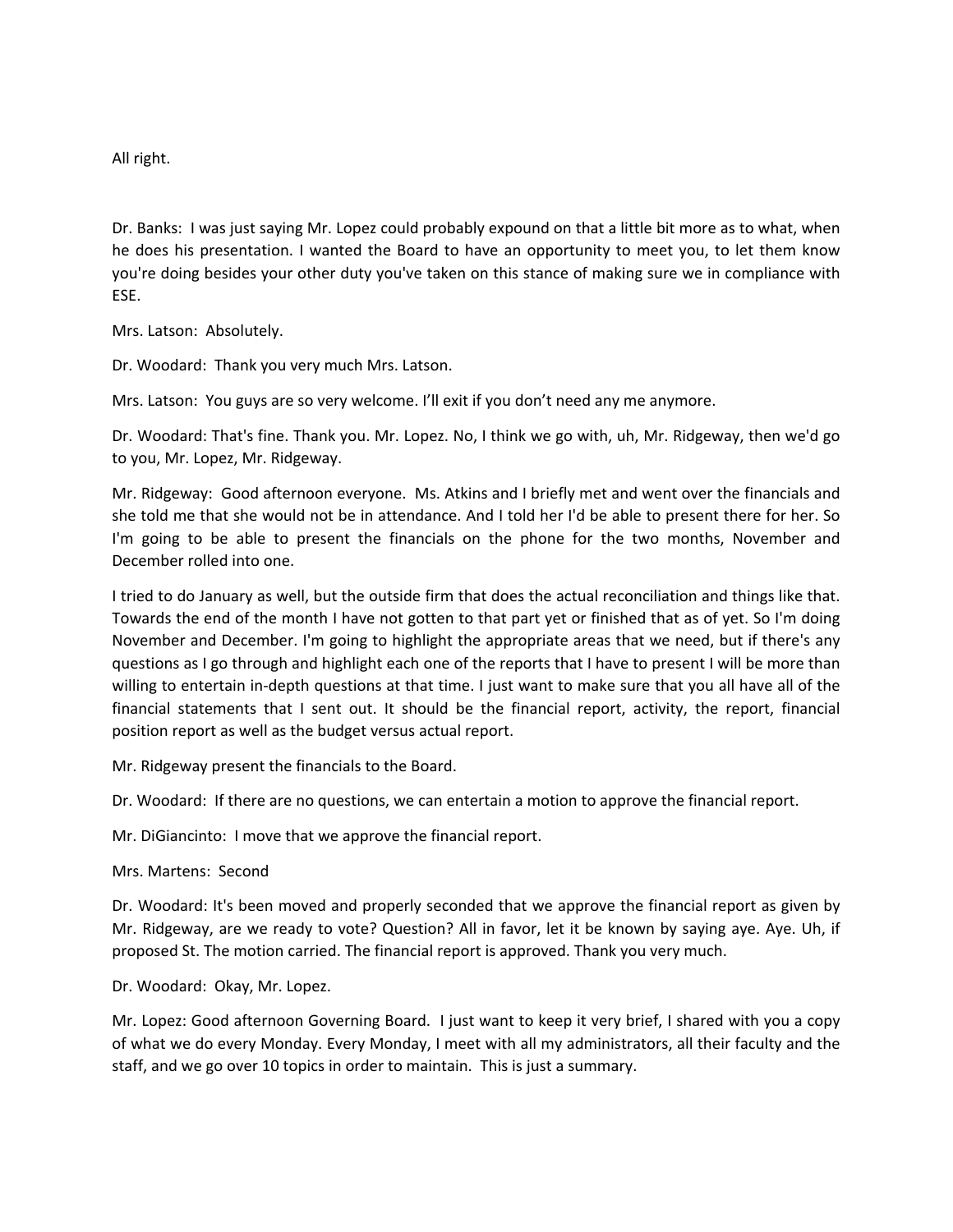All right.

Dr. Banks: I was just saying Mr. Lopez could probably expound on that a little bit more as to what, when he does his presentation. I wanted the Board to have an opportunity to meet you, to let them know you're doing besides your other duty you've taken on this stance of making sure we in compliance with ESE.

Mrs. Latson: Absolutely.

Dr. Woodard: Thank you very much Mrs. Latson.

Mrs. Latson: You guys are so very welcome. I'll exit if you don't need any me anymore.

Dr. Woodard: That's fine. Thank you. Mr. Lopez. No, I think we go with, uh, Mr. Ridgeway, then we'd go to you, Mr. Lopez, Mr. Ridgeway.

Mr. Ridgeway: Good afternoon everyone. Ms. Atkins and I briefly met and went over the financials and she told me that she would not be in attendance. And I told her I'd be able to present there for her. So I'm going to be able to present the financials on the phone for the two months, November and December rolled into one.

I tried to do January as well, but the outside firm that does the actual reconciliation and things like that. Towards the end of the month I have not gotten to that part yet or finished that as of yet. So I'm doing November and December. I'm going to highlight the appropriate areas that we need, but if there's any questions as I go through and highlight each one of the reports that I have to present I will be more than willing to entertain in-depth questions at that time. I just want to make sure that you all have all of the financial statements that I sent out. It should be the financial report, activity, the report, financial position report as well as the budget versus actual report.

Mr. Ridgeway present the financials to the Board.

Dr. Woodard: If there are no questions, we can entertain a motion to approve the financial report.

Mr. DiGiancinto: I move that we approve the financial report.

Mrs. Martens: Second

Dr. Woodard: It's been moved and properly seconded that we approve the financial report as given by Mr. Ridgeway, are we ready to vote? Question? All in favor, let it be known by saying aye. Aye. Uh, if proposed St. The motion carried. The financial report is approved. Thank you very much.

Dr. Woodard: Okay, Mr. Lopez.

Mr. Lopez: Good afternoon Governing Board. I just want to keep it very brief, I shared with you a copy of what we do every Monday. Every Monday, I meet with all my administrators, all their faculty and the staff, and we go over 10 topics in order to maintain. This is just a summary.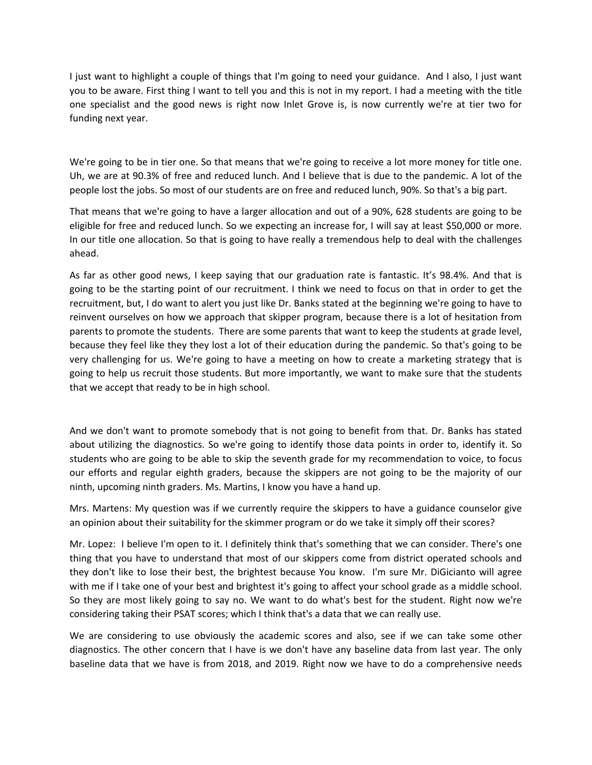I just want to highlight a couple of things that I'm going to need your guidance. And I also, I just want you to be aware. First thing I want to tell you and this is not in my report. I had a meeting with the title one specialist and the good news is right now Inlet Grove is, is now currently we're at tier two for funding next year.

We're going to be in tier one. So that means that we're going to receive a lot more money for title one. Uh, we are at 90.3% of free and reduced lunch. And I believe that is due to the pandemic. A lot of the people lost the jobs. So most of our students are on free and reduced lunch, 90%. So that's a big part.

That means that we're going to have a larger allocation and out of a 90%, 628 students are going to be eligible for free and reduced lunch. So we expecting an increase for, I will say at least $50,000 or more. In our title one allocation. So that is going to have really a tremendous help to deal with the challenges ahead.

As far as other good news, I keep saying that our graduation rate is fantastic. It's 98.4%. And that is going to be the starting point of our recruitment. I think we need to focus on that in order to get the recruitment, but, I do want to alert you just like Dr. Banks stated at the beginning we're going to have to reinvent ourselves on how we approach that skipper program, because there is a lot of hesitation from parents to promote the students. There are some parents that want to keep the students at grade level, because they feel like they they lost a lot of their education during the pandemic. So that's going to be very challenging for us. We're going to have a meeting on how to create a marketing strategy that is going to help us recruit those students. But more importantly, we want to make sure that the students that we accept that ready to be in high school.

And we don't want to promote somebody that is not going to benefit from that. Dr. Banks has stated about utilizing the diagnostics. So we're going to identify those data points in order to, identify it. So students who are going to be able to skip the seventh grade for my recommendation to voice, to focus our efforts and regular eighth graders, because the skippers are not going to be the majority of our ninth, upcoming ninth graders. Ms. Martins, I know you have a hand up.

Mrs. Martens: My question was if we currently require the skippers to have a guidance counselor give an opinion about their suitability for the skimmer program or do we take it simply off their scores?

Mr. Lopez: I believe I'm open to it. I definitely think that's something that we can consider. There's one thing that you have to understand that most of our skippers come from district operated schools and they don't like to lose their best, the brightest because You know. I'm sure Mr. DiGicianto will agree with me if I take one of your best and brightest it's going to affect your school grade as a middle school. So they are most likely going to say no. We want to do what's best for the student. Right now we're considering taking their PSAT scores; which I think that's a data that we can really use.

We are considering to use obviously the academic scores and also, see if we can take some other diagnostics. The other concern that I have is we don't have any baseline data from last year. The only baseline data that we have is from 2018, and 2019. Right now we have to do a comprehensive needs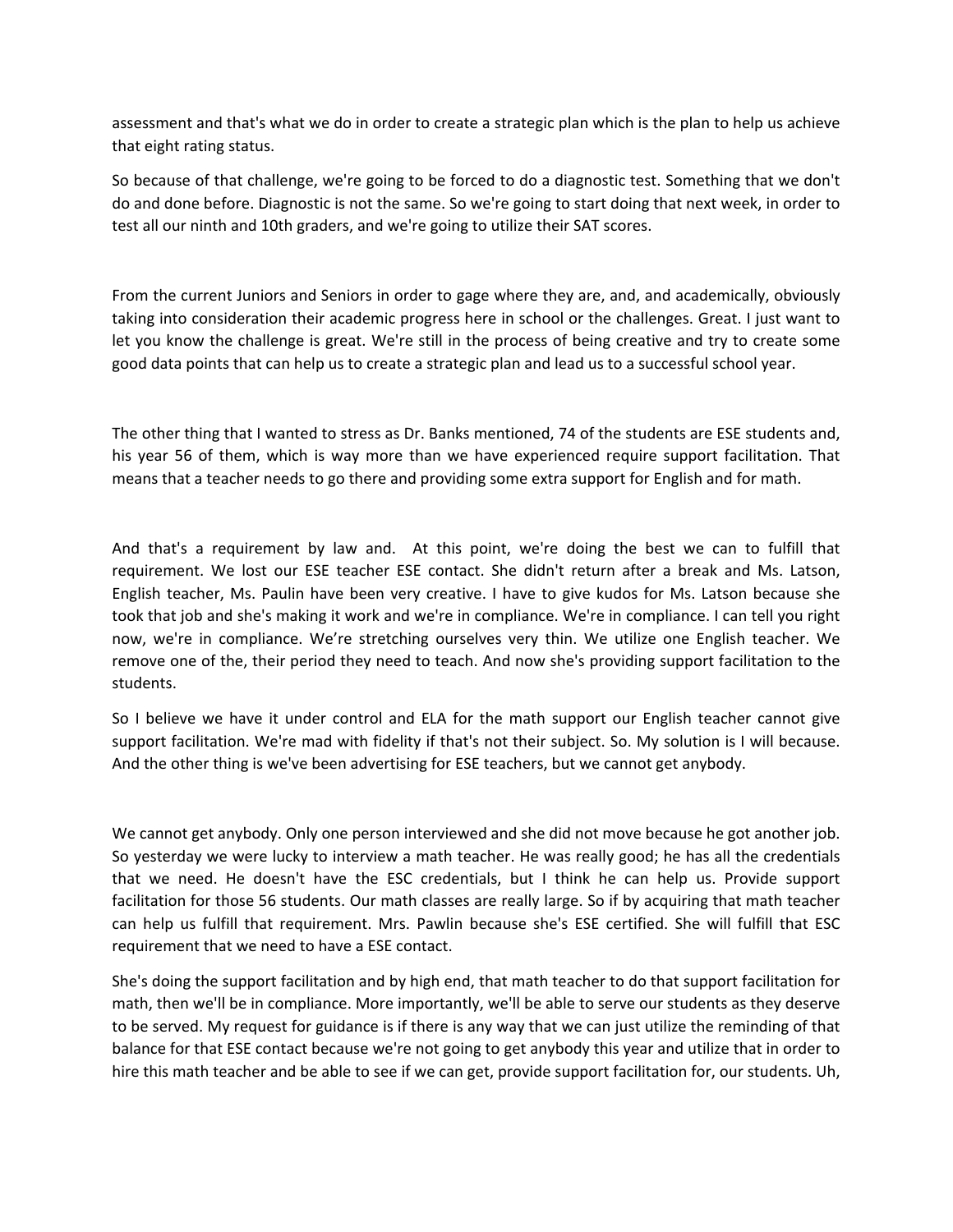assessment and that's what we do in order to create a strategic plan which is the plan to help us achieve that eight rating status.

So because of that challenge, we're going to be forced to do a diagnostic test. Something that we don't do and done before. Diagnostic is not the same. So we're going to start doing that next week, in order to test all our ninth and 10th graders, and we're going to utilize their SAT scores.

From the current Juniors and Seniors in order to gage where they are, and, and academically, obviously taking into consideration their academic progress here in school or the challenges. Great. I just want to let you know the challenge is great. We're still in the process of being creative and try to create some good data points that can help us to create a strategic plan and lead us to a successful school year.

The other thing that I wanted to stress as Dr. Banks mentioned, 74 of the students are ESE students and, his year 56 of them, which is way more than we have experienced require support facilitation. That means that a teacher needs to go there and providing some extra support for English and for math.

And that's a requirement by law and.  At this point, we're doing the best we can to fulfill that requirement. We lost our ESE teacher ESE contact. She didn't return after a break and Ms. Latson, English teacher, Ms. Paulin have been very creative. I have to give kudos for Ms. Latson because she took that job and she's making it work and we're in compliance. We're in compliance. I can tell you right now, we're in compliance. We're stretching ourselves very thin. We utilize one English teacher. We remove one of the, their period they need to teach. And now she's providing support facilitation to the students.

So I believe we have it under control and ELA for the math support our English teacher cannot give support facilitation. We're mad with fidelity if that's not their subject. So. My solution is I will because. And the other thing is we've been advertising for ESE teachers, but we cannot get anybody.

We cannot get anybody. Only one person interviewed and she did not move because he got another job. So yesterday we were lucky to interview a math teacher. He was really good; he has all the credentials that we need. He doesn't have the ESC credentials, but I think he can help us. Provide support facilitation for those 56 students. Our math classes are really large. So if by acquiring that math teacher can help us fulfill that requirement. Mrs. Pawlin because she's ESE certified. She will fulfill that ESC requirement that we need to have a ESE contact.

She's doing the support facilitation and by high end, that math teacher to do that support facilitation for math, then we'll be in compliance. More importantly, we'll be able to serve our students as they deserve to be served. My request for guidance is if there is any way that we can just utilize the reminding of that balance for that ESE contact because we're not going to get anybody this year and utilize that in order to hire this math teacher and be able to see if we can get, provide support facilitation for, our students. Uh,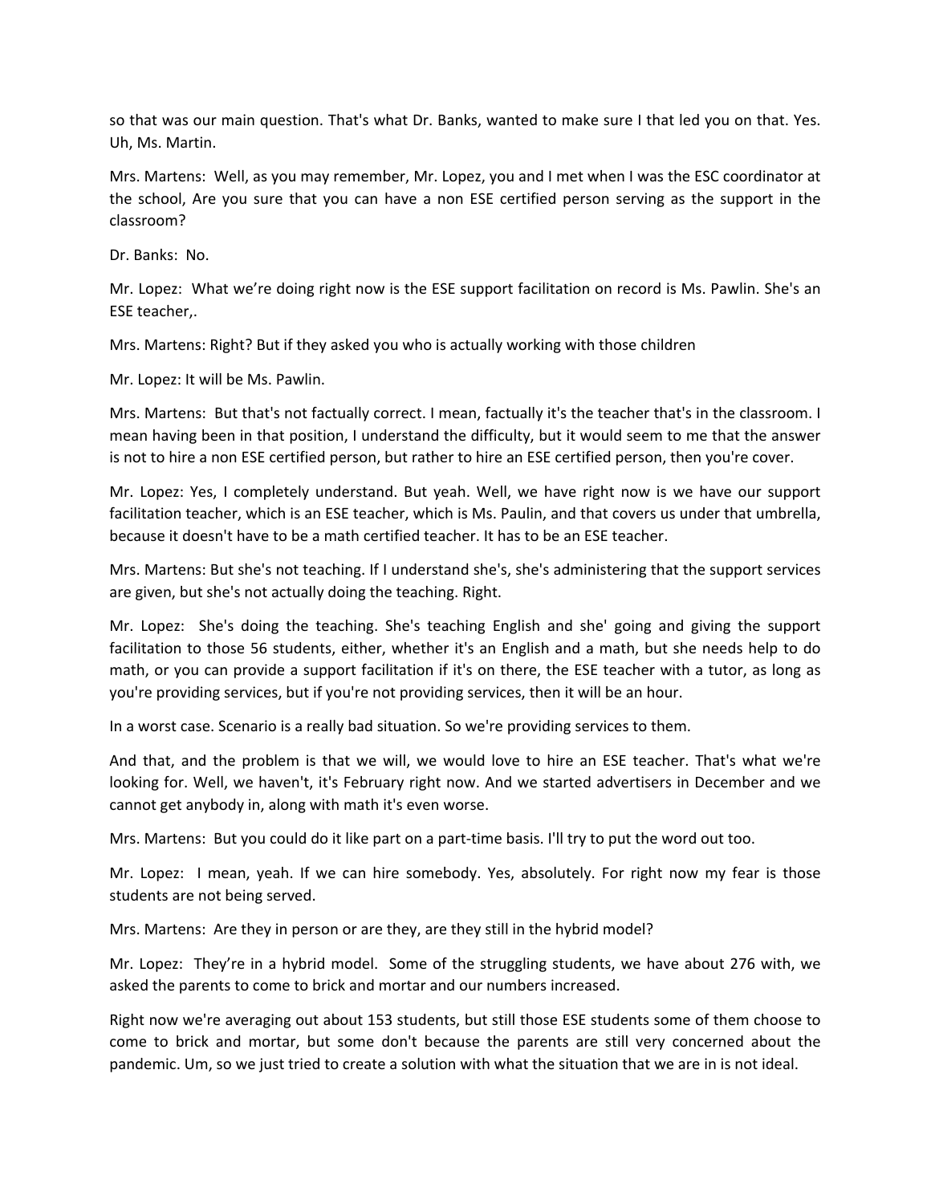so that was our main question. That's what Dr. Banks, wanted to make sure I that led you on that. Yes. Uh, Ms. Martin.

Mrs. Martens: Well, as you may remember, Mr. Lopez, you and I met when I was the ESC coordinator at the school, Are you sure that you can have a non ESE certified person serving as the support in the classroom?

Dr. Banks: No.

Mr. Lopez: What we're doing right now is the ESE support facilitation on record is Ms. Pawlin. She's an ESE teacher,.

Mrs. Martens: Right? But if they asked you who is actually working with those children

Mr. Lopez: It will be Ms. Pawlin.

Mrs. Martens: But that's not factually correct. I mean, factually it's the teacher that's in the classroom. I mean having been in that position, I understand the difficulty, but it would seem to me that the answer is not to hire a non ESE certified person, but rather to hire an ESE certified person, then you're cover.

Mr. Lopez: Yes, I completely understand. But yeah. Well, we have right now is we have our support facilitation teacher, which is an ESE teacher, which is Ms. Paulin, and that covers us under that umbrella, because it doesn't have to be a math certified teacher. It has to be an ESE teacher.

Mrs. Martens: But she's not teaching. If I understand she's, she's administering that the support services are given, but she's not actually doing the teaching. Right.

Mr. Lopez: She's doing the teaching. She's teaching English and she' going and giving the support facilitation to those 56 students, either, whether it's an English and a math, but she needs help to do math, or you can provide a support facilitation if it's on there, the ESE teacher with a tutor, as long as you're providing services, but if you're not providing services, then it will be an hour.

In a worst case. Scenario is a really bad situation. So we're providing services to them.

And that, and the problem is that we will, we would love to hire an ESE teacher. That's what we're looking for. Well, we haven't, it's February right now. And we started advertisers in December and we cannot get anybody in, along with math it's even worse.

Mrs. Martens: But you could do it like part on a part-time basis. I'll try to put the word out too.

Mr. Lopez: I mean, yeah. If we can hire somebody. Yes, absolutely. For right now my fear is those students are not being served.

Mrs. Martens: Are they in person or are they, are they still in the hybrid model?

Mr. Lopez: They're in a hybrid model. Some of the struggling students, we have about 276 with, we asked the parents to come to brick and mortar and our numbers increased.

Right now we're averaging out about 153 students, but still those ESE students some of them choose to come to brick and mortar, but some don't because the parents are still very concerned about the pandemic. Um, so we just tried to create a solution with what the situation that we are in is not ideal.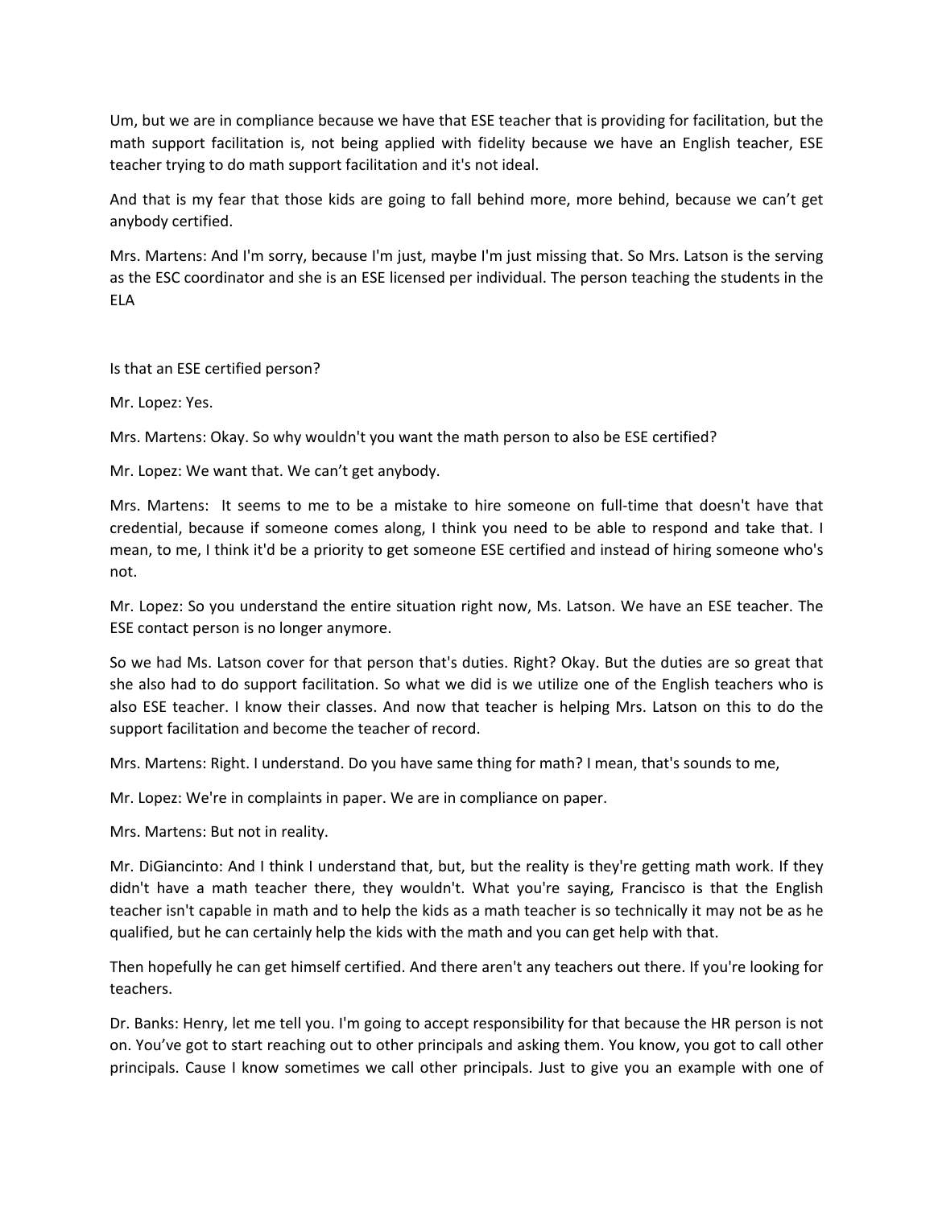Um, but we are in compliance because we have that ESE teacher that is providing for facilitation, but the math support facilitation is, not being applied with fidelity because we have an English teacher, ESE teacher trying to do math support facilitation and it's not ideal.

And that is my fear that those kids are going to fall behind more, more behind, because we can't get anybody certified.

Mrs. Martens: And I'm sorry, because I'm just, maybe I'm just missing that. So Mrs. Latson is the serving as the ESC coordinator and she is an ESE licensed per individual. The person teaching the students in the ELA

Is that an ESE certified person?

Mr. Lopez: Yes.

Mrs. Martens: Okay. So why wouldn't you want the math person to also be ESE certified?

Mr. Lopez: We want that. We can't get anybody.

Mrs. Martens: It seems to me to be a mistake to hire someone on full-time that doesn't have that credential, because if someone comes along, I think you need to be able to respond and take that. I mean, to me, I think it'd be a priority to get someone ESE certified and instead of hiring someone who's not.

Mr. Lopez: So you understand the entire situation right now, Ms. Latson. We have an ESE teacher. The ESE contact person is no longer anymore.

So we had Ms. Latson cover for that person that's duties. Right? Okay. But the duties are so great that she also had to do support facilitation. So what we did is we utilize one of the English teachers who is also ESE teacher. I know their classes. And now that teacher is helping Mrs. Latson on this to do the support facilitation and become the teacher of record.

Mrs. Martens: Right. I understand. Do you have same thing for math? I mean, that's sounds to me,

Mr. Lopez: We're in complaints in paper. We are in compliance on paper.

Mrs. Martens: But not in reality.

Mr. DiGiancinto: And I think I understand that, but, but the reality is they're getting math work. If they didn't have a math teacher there, they wouldn't. What you're saying, Francisco is that the English teacher isn't capable in math and to help the kids as a math teacher is so technically it may not be as he qualified, but he can certainly help the kids with the math and you can get help with that.

Then hopefully he can get himself certified. And there aren't any teachers out there. If you're looking for teachers.

Dr. Banks: Henry, let me tell you. I'm going to accept responsibility for that because the HR person is not on. You've got to start reaching out to other principals and asking them. You know, you got to call other principals. Cause I know sometimes we call other principals. Just to give you an example with one of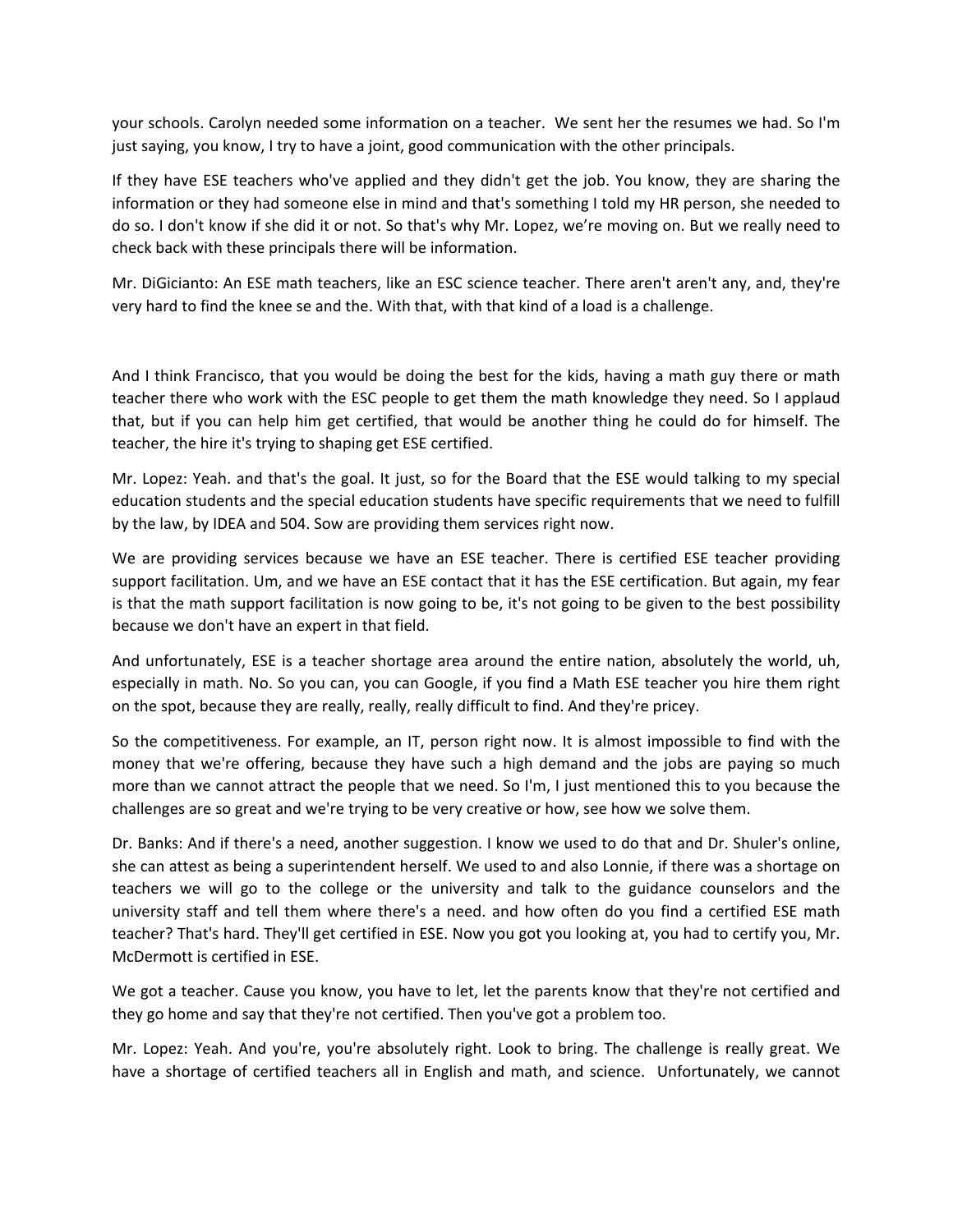your schools. Carolyn needed some information on a teacher. We sent her the resumes we had. So I'm just saying, you know, I try to have a joint, good communication with the other principals.

If they have ESE teachers who've applied and they didn't get the job. You know, they are sharing the information or they had someone else in mind and that's something I told my HR person, she needed to do so. I don't know if she did it or not. So that's why Mr. Lopez, we're moving on. But we really need to check back with these principals there will be information.

Mr. DiGicianto: An ESE math teachers, like an ESC science teacher. There aren't aren't any, and, they're very hard to find the knee se and the. With that, with that kind of a load is a challenge.

And I think Francisco, that you would be doing the best for the kids, having a math guy there or math teacher there who work with the ESC people to get them the math knowledge they need. So I applaud that, but if you can help him get certified, that would be another thing he could do for himself. The teacher, the hire it's trying to shaping get ESE certified.

Mr. Lopez: Yeah. and that's the goal. It just, so for the Board that the ESE would talking to my special education students and the special education students have specific requirements that we need to fulfill by the law, by IDEA and 504. Sow are providing them services right now.

We are providing services because we have an ESE teacher. There is certified ESE teacher providing support facilitation. Um, and we have an ESE contact that it has the ESE certification. But again, my fear is that the math support facilitation is now going to be, it's not going to be given to the best possibility because we don't have an expert in that field.

And unfortunately, ESE is a teacher shortage area around the entire nation, absolutely the world, uh, especially in math. No. So you can, you can Google, if you find a Math ESE teacher you hire them right on the spot, because they are really, really, really difficult to find. And they're pricey.

So the competitiveness. For example, an IT, person right now. It is almost impossible to find with the money that we're offering, because they have such a high demand and the jobs are paying so much more than we cannot attract the people that we need. So I'm, I just mentioned this to you because the challenges are so great and we're trying to be very creative or how, see how we solve them.

Dr. Banks: And if there's a need, another suggestion. I know we used to do that and Dr. Shuler's online, she can attest as being a superintendent herself. We used to and also Lonnie, if there was a shortage on teachers we will go to the college or the university and talk to the guidance counselors and the university staff and tell them where there's a need. and how often do you find a certified ESE math teacher? That's hard. They'll get certified in ESE. Now you got you looking at, you had to certify you, Mr. McDermott is certified in ESE.

We got a teacher. Cause you know, you have to let, let the parents know that they're not certified and they go home and say that they're not certified. Then you've got a problem too.

Mr. Lopez: Yeah. And you're, you're absolutely right. Look to bring. The challenge is really great. We have a shortage of certified teachers all in English and math, and science. Unfortunately, we cannot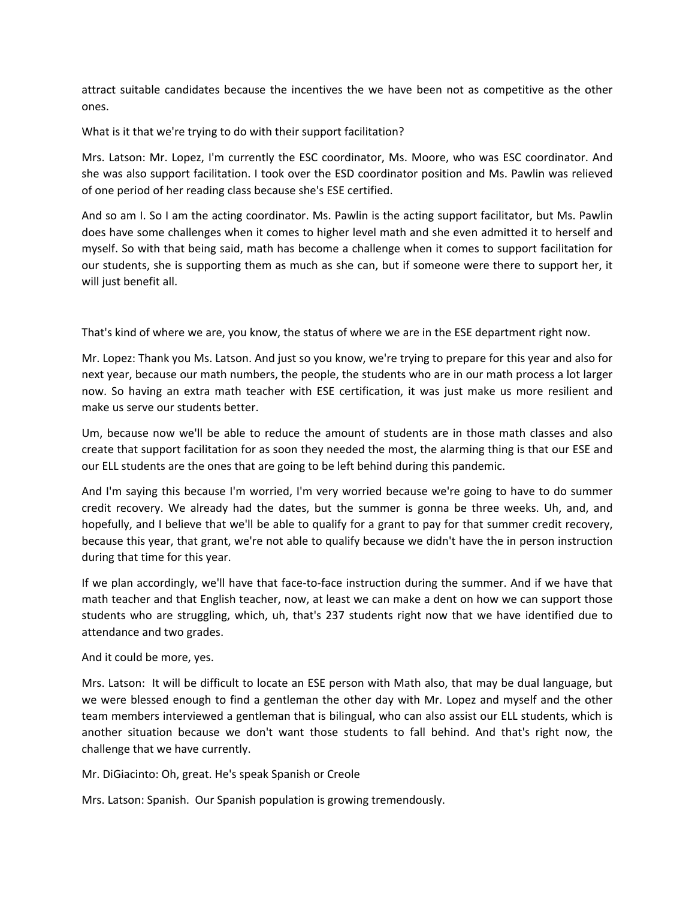attract suitable candidates because the incentives the we have been not as competitive as the other ones.

What is it that we're trying to do with their support facilitation?

Mrs. Latson: Mr. Lopez, I'm currently the ESC coordinator, Ms. Moore, who was ESC coordinator. And she was also support facilitation. I took over the ESD coordinator position and Ms. Pawlin was relieved of one period of her reading class because she's ESE certified.

And so am I. So I am the acting coordinator. Ms. Pawlin is the acting support facilitator, but Ms. Pawlin does have some challenges when it comes to higher level math and she even admitted it to herself and myself. So with that being said, math has become a challenge when it comes to support facilitation for our students, she is supporting them as much as she can, but if someone were there to support her, it will just benefit all.

That's kind of where we are, you know, the status of where we are in the ESE department right now.

Mr. Lopez: Thank you Ms. Latson. And just so you know, we're trying to prepare for this year and also for next year, because our math numbers, the people, the students who are in our math process a lot larger now. So having an extra math teacher with ESE certification, it was just make us more resilient and make us serve our students better.

Um, because now we'll be able to reduce the amount of students are in those math classes and also create that support facilitation for as soon they needed the most, the alarming thing is that our ESE and our ELL students are the ones that are going to be left behind during this pandemic.

And I'm saying this because I'm worried, I'm very worried because we're going to have to do summer credit recovery. We already had the dates, but the summer is gonna be three weeks. Uh, and, and hopefully, and I believe that we'll be able to qualify for a grant to pay for that summer credit recovery, because this year, that grant, we're not able to qualify because we didn't have the in person instruction during that time for this year.

If we plan accordingly, we'll have that face-to-face instruction during the summer. And if we have that math teacher and that English teacher, now, at least we can make a dent on how we can support those students who are struggling, which, uh, that's 237 students right now that we have identified due to attendance and two grades.

And it could be more, yes.

Mrs. Latson: It will be difficult to locate an ESE person with Math also, that may be dual language, but we were blessed enough to find a gentleman the other day with Mr. Lopez and myself and the other team members interviewed a gentleman that is bilingual, who can also assist our ELL students, which is another situation because we don't want those students to fall behind. And that's right now, the challenge that we have currently.

Mr. DiGiacinto: Oh, great. He's speak Spanish or Creole

Mrs. Latson: Spanish. Our Spanish population is growing tremendously.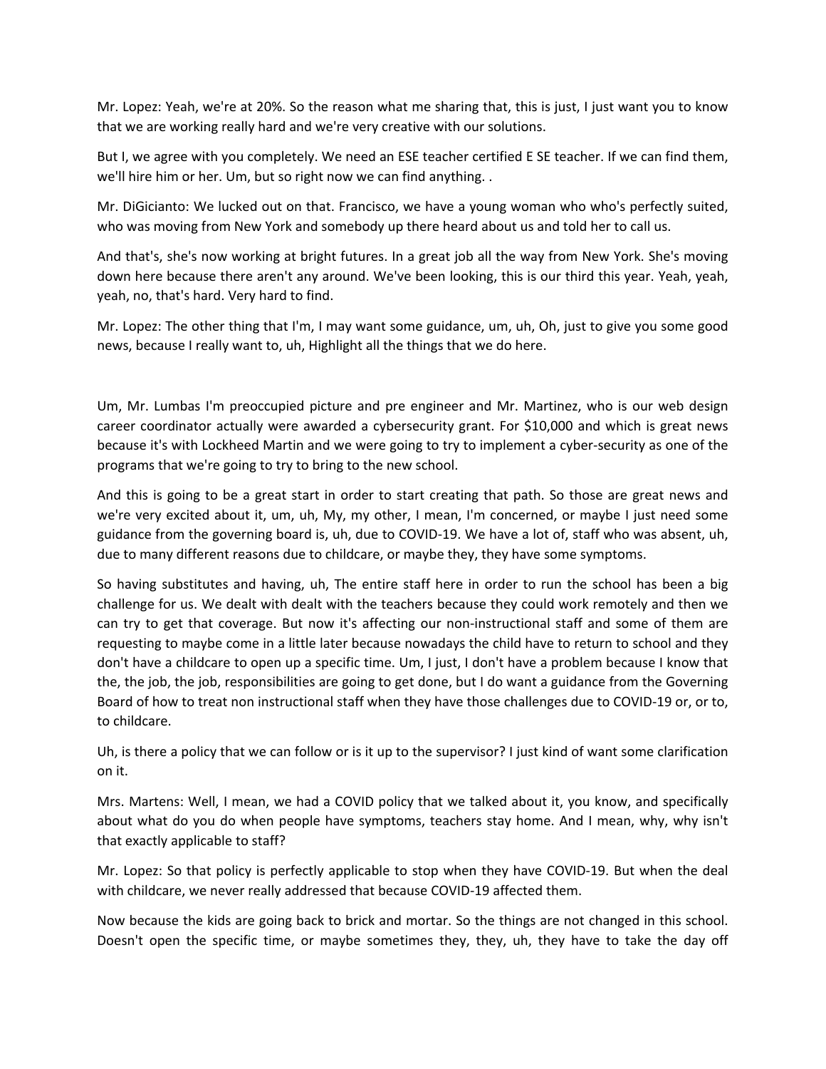Mr. Lopez: Yeah, we're at 20%. So the reason what me sharing that, this is just, I just want you to know that we are working really hard and we're very creative with our solutions.

But I, we agree with you completely. We need an ESE teacher certified E SE teacher. If we can find them, we'll hire him or her. Um, but so right now we can find anything. .

Mr. DiGicianto: We lucked out on that. Francisco, we have a young woman who who's perfectly suited, who was moving from New York and somebody up there heard about us and told her to call us.

And that's, she's now working at bright futures. In a great job all the way from New York. She's moving down here because there aren't any around. We've been looking, this is our third this year. Yeah, yeah, yeah, no, that's hard. Very hard to find.

Mr. Lopez: The other thing that I'm, I may want some guidance, um, uh, Oh, just to give you some good news, because I really want to, uh, Highlight all the things that we do here.

Um, Mr. Lumbas I'm preoccupied picture and pre engineer and Mr. Martinez, who is our web design career coordinator actually were awarded a cybersecurity grant. For $10,000 and which is great news because it's with Lockheed Martin and we were going to try to implement a cyber-security as one of the programs that we're going to try to bring to the new school.

And this is going to be a great start in order to start creating that path. So those are great news and we're very excited about it, um, uh, My, my other, I mean, I'm concerned, or maybe I just need some guidance from the governing board is, uh, due to COVID-19. We have a lot of, staff who was absent, uh, due to many different reasons due to childcare, or maybe they, they have some symptoms.

So having substitutes and having, uh, The entire staff here in order to run the school has been a big challenge for us. We dealt with dealt with the teachers because they could work remotely and then we can try to get that coverage. But now it's affecting our non-instructional staff and some of them are requesting to maybe come in a little later because nowadays the child have to return to school and they don't have a childcare to open up a specific time. Um, I just, I don't have a problem because I know that the, the job, the job, responsibilities are going to get done, but I do want a guidance from the Governing Board of how to treat non instructional staff when they have those challenges due to COVID-19 or, or to, to childcare.

Uh, is there a policy that we can follow or is it up to the supervisor? I just kind of want some clarification on it.

Mrs. Martens: Well, I mean, we had a COVID policy that we talked about it, you know, and specifically about what do you do when people have symptoms, teachers stay home. And I mean, why, why isn't that exactly applicable to staff?

Mr. Lopez: So that policy is perfectly applicable to stop when they have COVID-19. But when the deal with childcare, we never really addressed that because COVID-19 affected them.

Now because the kids are going back to brick and mortar. So the things are not changed in this school. Doesn't open the specific time, or maybe sometimes they, they, uh, they have to take the day off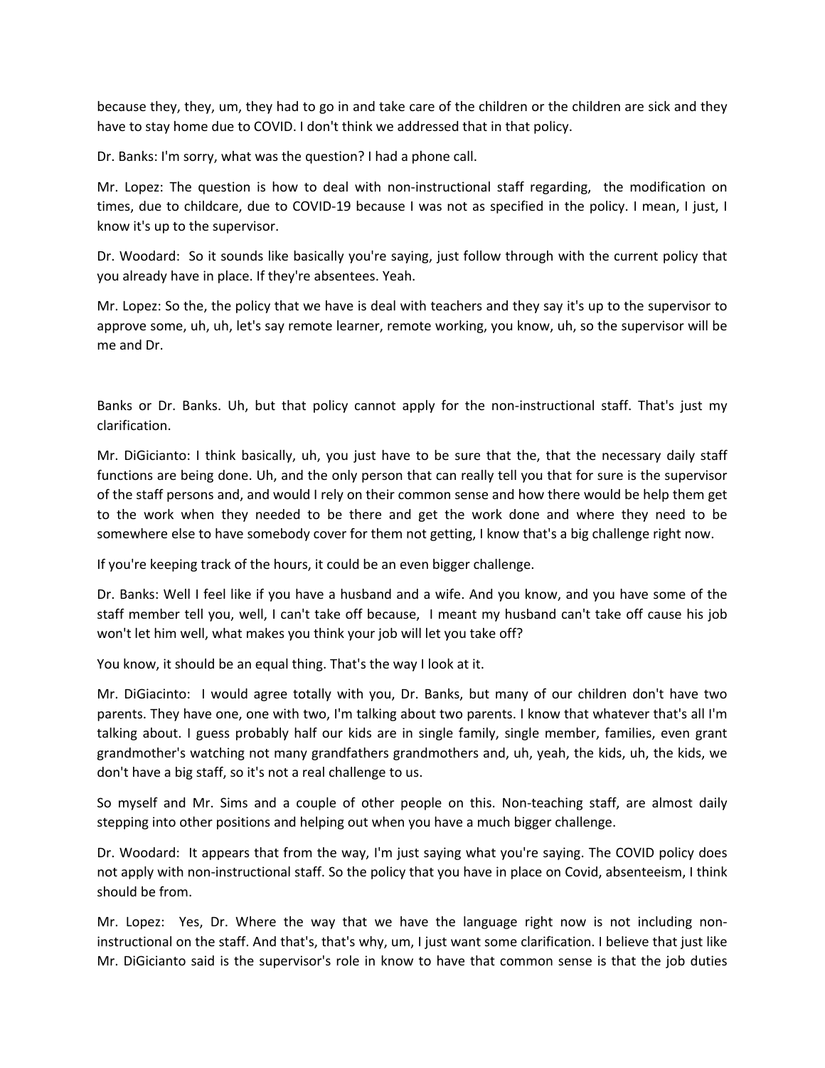because they, they, um, they had to go in and take care of the children or the children are sick and they have to stay home due to COVID. I don't think we addressed that in that policy.

Dr. Banks: I'm sorry, what was the question? I had a phone call.

Mr. Lopez: The question is how to deal with non-instructional staff regarding, the modification on times, due to childcare, due to COVID-19 because I was not as specified in the policy. I mean, I just, I know it's up to the supervisor.

Dr. Woodard: So it sounds like basically you're saying, just follow through with the current policy that you already have in place. If they're absentees. Yeah.

Mr. Lopez: So the, the policy that we have is deal with teachers and they say it's up to the supervisor to approve some, uh, uh, let's say remote learner, remote working, you know, uh, so the supervisor will be me and Dr.

Banks or Dr. Banks. Uh, but that policy cannot apply for the non-instructional staff. That's just my clarification.

Mr. DiGicianto: I think basically, uh, you just have to be sure that the, that the necessary daily staff functions are being done. Uh, and the only person that can really tell you that for sure is the supervisor of the staff persons and, and would I rely on their common sense and how there would be help them get to the work when they needed to be there and get the work done and where they need to be somewhere else to have somebody cover for them not getting, I know that's a big challenge right now.

If you're keeping track of the hours, it could be an even bigger challenge.

Dr. Banks: Well I feel like if you have a husband and a wife. And you know, and you have some of the staff member tell you, well, I can't take off because, I meant my husband can't take off cause his job won't let him well, what makes you think your job will let you take off?

You know, it should be an equal thing. That's the way I look at it.

Mr. DiGiacinto: I would agree totally with you, Dr. Banks, but many of our children don't have two parents. They have one, one with two, I'm talking about two parents. I know that whatever that's all I'm talking about. I guess probably half our kids are in single family, single member, families, even grant grandmother's watching not many grandfathers grandmothers and, uh, yeah, the kids, uh, the kids, we don't have a big staff, so it's not a real challenge to us.

So myself and Mr. Sims and a couple of other people on this. Non-teaching staff, are almost daily stepping into other positions and helping out when you have a much bigger challenge.

Dr. Woodard: It appears that from the way, I'm just saying what you're saying. The COVID policy does not apply with non-instructional staff. So the policy that you have in place on Covid, absenteeism, I think should be from.

Mr. Lopez: Yes, Dr. Where the way that we have the language right now is not including non-instructional on the staff. And that's, that's why, um, I just want some clarification. I believe that just like Mr. DiGicianto said is the supervisor's role in know to have that common sense is that the job duties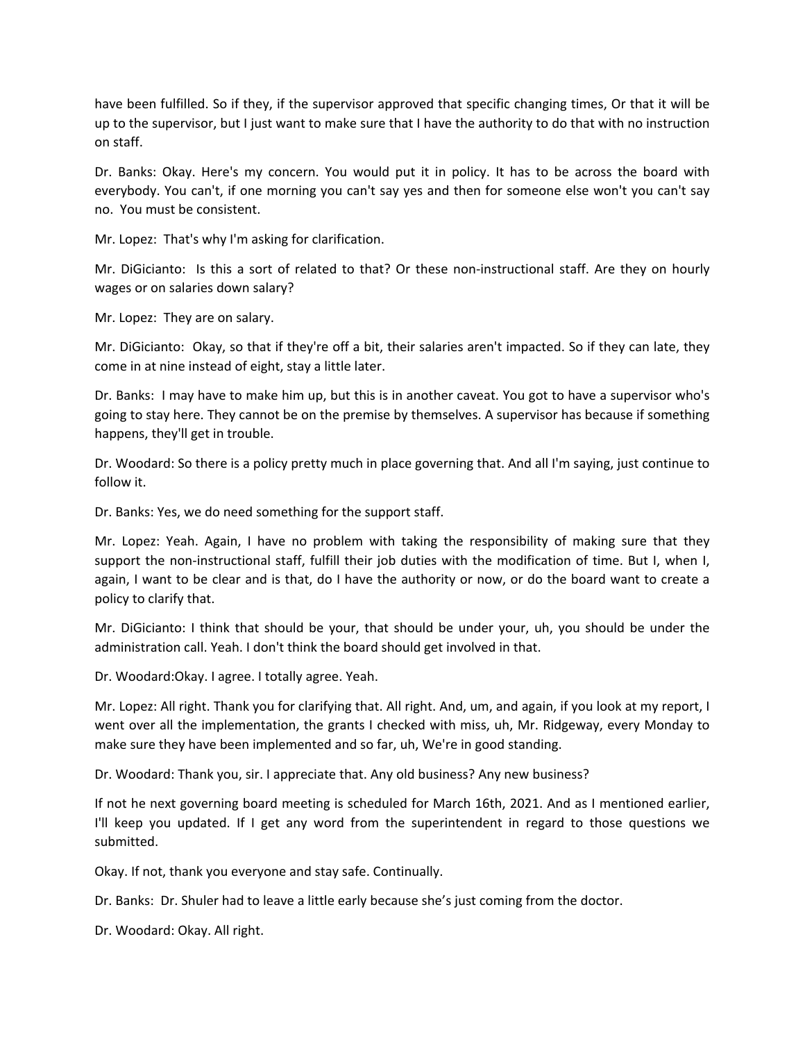have been fulfilled. So if they, if the supervisor approved that specific changing times, Or that it will be up to the supervisor, but I just want to make sure that I have the authority to do that with no instruction on staff.

Dr. Banks: Okay. Here's my concern. You would put it in policy. It has to be across the board with everybody. You can't, if one morning you can't say yes and then for someone else won't you can't say no. You must be consistent.

Mr. Lopez: That's why I'm asking for clarification.

Mr. DiGicianto: Is this a sort of related to that? Or these non-instructional staff. Are they on hourly wages or on salaries down salary?

Mr. Lopez: They are on salary.

Mr. DiGicianto: Okay, so that if they're off a bit, their salaries aren't impacted. So if they can late, they come in at nine instead of eight, stay a little later.

Dr. Banks: I may have to make him up, but this is in another caveat. You got to have a supervisor who's going to stay here. They cannot be on the premise by themselves. A supervisor has because if something happens, they'll get in trouble.

Dr. Woodard: So there is a policy pretty much in place governing that. And all I'm saying, just continue to follow it.

Dr. Banks: Yes, we do need something for the support staff.

Mr. Lopez: Yeah. Again, I have no problem with taking the responsibility of making sure that they support the non-instructional staff, fulfill their job duties with the modification of time. But I, when I, again, I want to be clear and is that, do I have the authority or now, or do the board want to create a policy to clarify that.

Mr. DiGicianto: I think that should be your, that should be under your, uh, you should be under the administration call. Yeah. I don't think the board should get involved in that.

Dr. Woodard:Okay. I agree. I totally agree. Yeah.

Mr. Lopez: All right. Thank you for clarifying that. All right. And, um, and again, if you look at my report, I went over all the implementation, the grants I checked with miss, uh, Mr. Ridgeway, every Monday to make sure they have been implemented and so far, uh, We're in good standing.

Dr. Woodard: Thank you, sir. I appreciate that. Any old business? Any new business?

If not he next governing board meeting is scheduled for March 16th, 2021. And as I mentioned earlier, I'll keep you updated. If I get any word from the superintendent in regard to those questions we submitted.

Okay. If not, thank you everyone and stay safe. Continually.

Dr. Banks: Dr. Shuler had to leave a little early because she's just coming from the doctor.

Dr. Woodard: Okay. All right.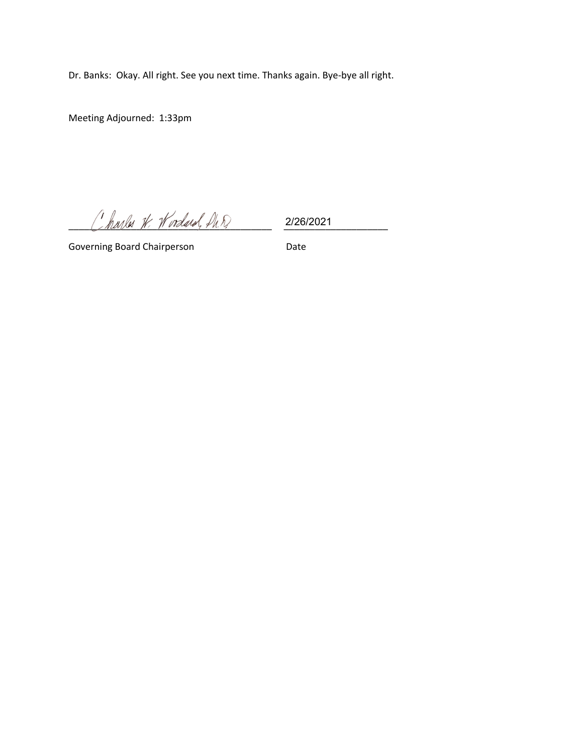Dr. Banks: Okay. All right. See you next time. Thanks again. Bye-bye all right.

Meeting Adjourned: 1:33pm

Charles W. Woodard, Ph.D. 2/26/2021

Governing Board Chairperson Date